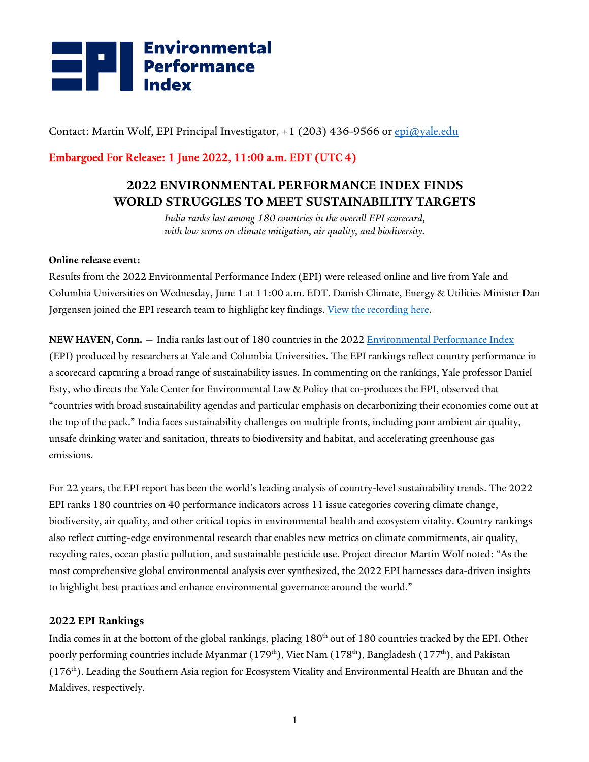**Environmental Performance Index**

Contact: Martin Wolf, EPI Principal Investigator, +1 (203) 436-9566 or epi@yale.edu

**Embargoed For Release: 1 June 2022, 11:00 a.m. EDT (UTC 4)**

# 2022 ENVIRONMENTAL PERFORMANCE INDEX FINDS WORLD STRUGGLES TO MEET SUSTAINABILITY TARGETS

*India ranks last among 180 countries in the overall EPI scorecard, with low scores on climate mitigation, air quality, and biodiversity.*

**Online release event:**

Results from the 2022 Environmental Performance Index (EPI) were released online and live from Yale and Columbia Universities on Wednesday, June 1 at 11:00 a.m. EDT. Danish Climate, Energy & Utilities Minister Dan Jørgensen joined the EPI research team to highlight key findings. [View the recording here](#).

**NEW HAVEN, Conn.** — India ranks last out of 180 countries in the 2022 [Environmental Performance Index](#) (EPI) produced by researchers at Yale and Columbia Universities. The EPI rankings reflect country performance in a scorecard capturing a broad range of sustainability issues. In commenting on the rankings, Yale professor Daniel Esty, who directs the Yale Center for Environmental Law & Policy that co-produces the EPI, observed that "countries with broad sustainability agendas and particular emphasis on decarbonizing their economies come out at the top of the pack." India faces sustainability challenges on multiple fronts, including poor ambient air quality, unsafe drinking water and sanitation, threats to biodiversity and habitat, and accelerating greenhouse gas emissions.

For 22 years, the EPI report has been the world's leading analysis of country-level sustainability trends. The 2022 EPI ranks 180 countries on 40 performance indicators across 11 issue categories covering climate change, biodiversity, air quality, and other critical topics in environmental health and ecosystem vitality. Country rankings also reflect cutting-edge environmental research that enables new metrics on climate commitments, air quality, recycling rates, ocean plastic pollution, and sustainable pesticide use. Project director Martin Wolf noted: "As the most comprehensive global environmental analysis ever synthesized, the 2022 EPI harnesses data-driven insights to highlight best practices and enhance environmental governance around the world."

## 2022 EPI Rankings

India comes in at the bottom of the global rankings, placing 180th out of 180 countries tracked by the EPI. Other poorly performing countries include Myanmar (179th), Viet Nam (178th), Bangladesh (177th), and Pakistan (176th). Leading the Southern Asia region for Ecosystem Vitality and Environmental Health are Bhutan and the Maldives, respectively.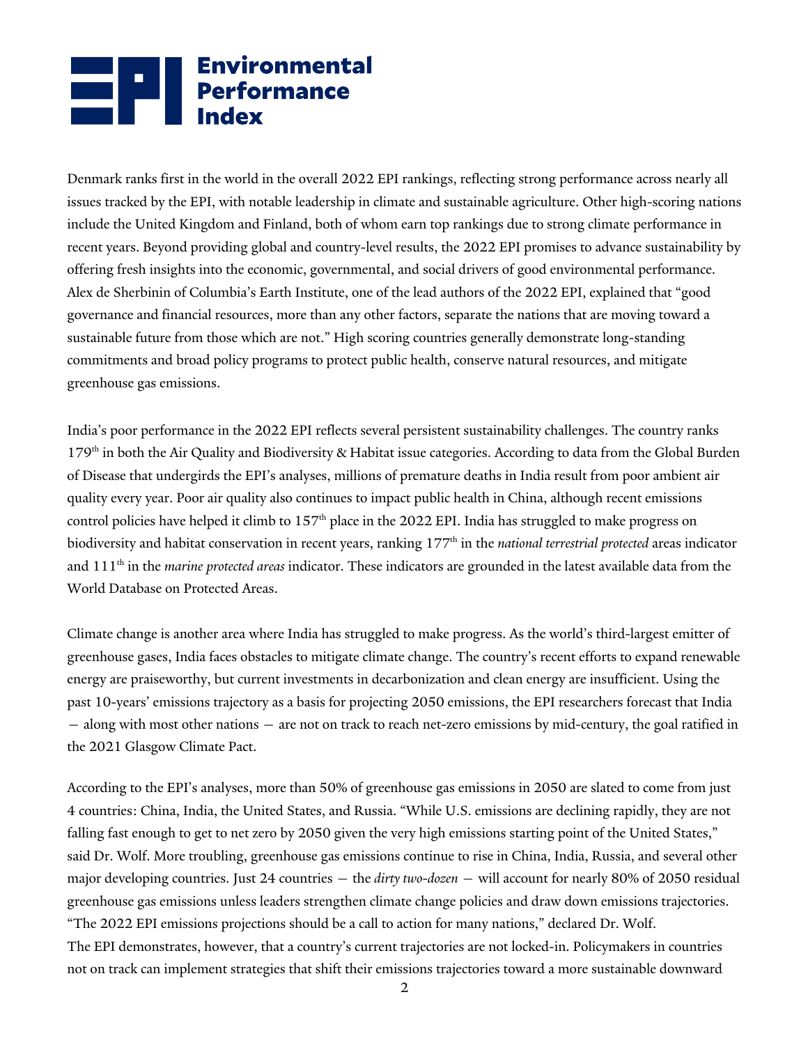Denmark ranks first in the world in the overall 2022 EPI rankings, reflecting strong performance across nearly all issues tracked by the EPI, with notable leadership in climate and sustainable agriculture. Other high-scoring nations include the United Kingdom and Finland, both of whom earn top rankings due to strong climate performance in recent years. Beyond providing global and country-level results, the 2022 EPI promises to advance sustainability by offering fresh insights into the economic, governmental, and social drivers of good environmental performance. Alex de Sherbinin of Columbia's Earth Institute, one of the lead authors of the 2022 EPI, explained that "good governance and financial resources, more than any other factors, separate the nations that are moving toward a sustainable future from those which are not." High scoring countries generally demonstrate long-standing commitments and broad policy programs to protect public health, conserve natural resources, and mitigate greenhouse gas emissions.

India's poor performance in the 2022 EPI reflects several persistent sustainability challenges. The country ranks 179th in both the Air Quality and Biodiversity & Habitat issue categories. According to data from the Global Burden of Disease that undergirds the EPI's analyses, millions of premature deaths in India result from poor ambient air quality every year. Poor air quality also continues to impact public health in China, although recent emissions control policies have helped it climb to 157th place in the 2022 EPI. India has struggled to make progress on biodiversity and habitat conservation in recent years, ranking 177th in the *national terrestrial protected* areas indicator and 111th in the *marine protected areas* indicator. These indicators are grounded in the latest available data from the World Database on Protected Areas.

Climate change is another area where India has struggled to make progress. As the world's third-largest emitter of greenhouse gases, India faces obstacles to mitigate climate change. The country's recent efforts to expand renewable energy are praiseworthy, but current investments in decarbonization and clean energy are insufficient. Using the past 10-years' emissions trajectory as a basis for projecting 2050 emissions, the EPI researchers forecast that India — along with most other nations — are not on track to reach net-zero emissions by mid-century, the goal ratified in the 2021 Glasgow Climate Pact.

According to the EPI's analyses, more than 50% of greenhouse gas emissions in 2050 are slated to come from just 4 countries: China, India, the United States, and Russia. "While U.S. emissions are declining rapidly, they are not falling fast enough to get to net zero by 2050 given the very high emissions starting point of the United States," said Dr. Wolf. More troubling, greenhouse gas emissions continue to rise in China, India, Russia, and several other major developing countries. Just 24 countries — the *dirty two-dozen* — will account for nearly 80% of 2050 residual greenhouse gas emissions unless leaders strengthen climate change policies and draw down emissions trajectories. "The 2022 EPI emissions projections should be a call to action for many nations," declared Dr. Wolf.

The EPI demonstrates, however, that a country's current trajectories are not locked-in. Policymakers in countries not on track can implement strategies that shift their emissions trajectories toward a more sustainable downward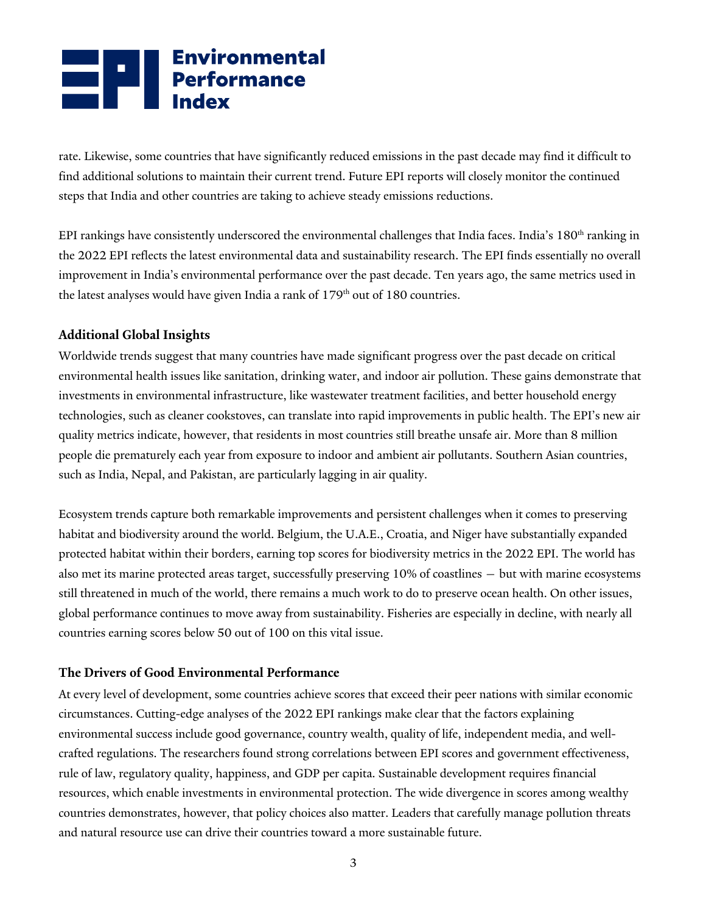rate. Likewise, some countries that have significantly reduced emissions in the past decade may find it difficult to find additional solutions to maintain their current trend. Future EPI reports will closely monitor the continued steps that India and other countries are taking to achieve steady emissions reductions.

EPI rankings have consistently underscored the environmental challenges that India faces. India's 180th ranking in the 2022 EPI reflects the latest environmental data and sustainability research. The EPI finds essentially no overall improvement in India's environmental performance over the past decade. Ten years ago, the same metrics used in the latest analyses would have given India a rank of 179th out of 180 countries.

## Additional Global Insights

Worldwide trends suggest that many countries have made significant progress over the past decade on critical environmental health issues like sanitation, drinking water, and indoor air pollution. These gains demonstrate that investments in environmental infrastructure, like wastewater treatment facilities, and better household energy technologies, such as cleaner cookstoves, can translate into rapid improvements in public health. The EPI's new air quality metrics indicate, however, that residents in most countries still breathe unsafe air. More than 8 million people die prematurely each year from exposure to indoor and ambient air pollutants. Southern Asian countries, such as India, Nepal, and Pakistan, are particularly lagging in air quality.

Ecosystem trends capture both remarkable improvements and persistent challenges when it comes to preserving habitat and biodiversity around the world. Belgium, the U.A.E., Croatia, and Niger have substantially expanded protected habitat within their borders, earning top scores for biodiversity metrics in the 2022 EPI. The world has also met its marine protected areas target, successfully preserving 10% of coastlines — but with marine ecosystems still threatened in much of the world, there remains a much work to do to preserve ocean health. On other issues, global performance continues to move away from sustainability. Fisheries are especially in decline, with nearly all countries earning scores below 50 out of 100 on this vital issue.

## The Drivers of Good Environmental Performance

At every level of development, some countries achieve scores that exceed their peer nations with similar economic circumstances. Cutting-edge analyses of the 2022 EPI rankings make clear that the factors explaining environmental success include good governance, country wealth, quality of life, independent media, and well-crafted regulations. The researchers found strong correlations between EPI scores and government effectiveness, rule of law, regulatory quality, happiness, and GDP per capita. Sustainable development requires financial resources, which enable investments in environmental protection. The wide divergence in scores among wealthy countries demonstrates, however, that policy choices also matter. Leaders that carefully manage pollution threats and natural resource use can drive their countries toward a more sustainable future.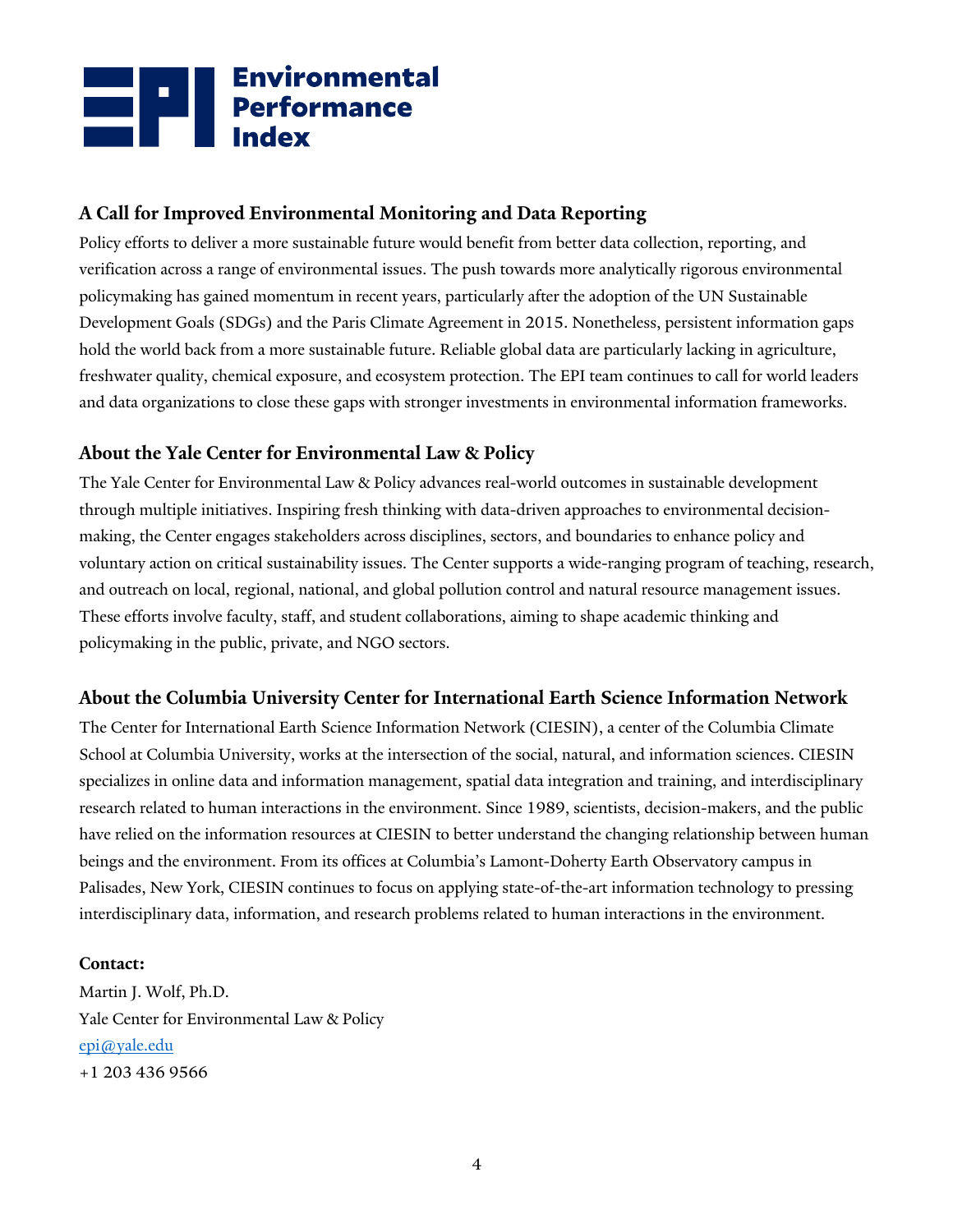**Environmental Performance Index**

## A Call for Improved Environmental Monitoring and Data Reporting

Policy efforts to deliver a more sustainable future would benefit from better data collection, reporting, and verification across a range of environmental issues. The push towards more analytically rigorous environmental policymaking has gained momentum in recent years, particularly after the adoption of the UN Sustainable Development Goals (SDGs) and the Paris Climate Agreement in 2015. Nonetheless, persistent information gaps hold the world back from a more sustainable future. Reliable global data are particularly lacking in agriculture, freshwater quality, chemical exposure, and ecosystem protection. The EPI team continues to call for world leaders and data organizations to close these gaps with stronger investments in environmental information frameworks.

## About the Yale Center for Environmental Law & Policy

The Yale Center for Environmental Law & Policy advances real-world outcomes in sustainable development through multiple initiatives. Inspiring fresh thinking with data-driven approaches to environmental decision-making, the Center engages stakeholders across disciplines, sectors, and boundaries to enhance policy and voluntary action on critical sustainability issues. The Center supports a wide-ranging program of teaching, research, and outreach on local, regional, national, and global pollution control and natural resource management issues. These efforts involve faculty, staff, and student collaborations, aiming to shape academic thinking and policymaking in the public, private, and NGO sectors.

## About the Columbia University Center for International Earth Science Information Network

The Center for International Earth Science Information Network (CIESIN), a center of the Columbia Climate School at Columbia University, works at the intersection of the social, natural, and information sciences. CIESIN specializes in online data and information management, spatial data integration and training, and interdisciplinary research related to human interactions in the environment. Since 1989, scientists, decision-makers, and the public have relied on the information resources at CIESIN to better understand the changing relationship between human beings and the environment. From its offices at Columbia's Lamont-Doherty Earth Observatory campus in Palisades, New York, CIESIN continues to focus on applying state-of-the-art information technology to pressing interdisciplinary data, information, and research problems related to human interactions in the environment.

**Contact:**
Martin J. Wolf, Ph.D.
Yale Center for Environmental Law & Policy
epi@yale.edu
+1 203 436 9566